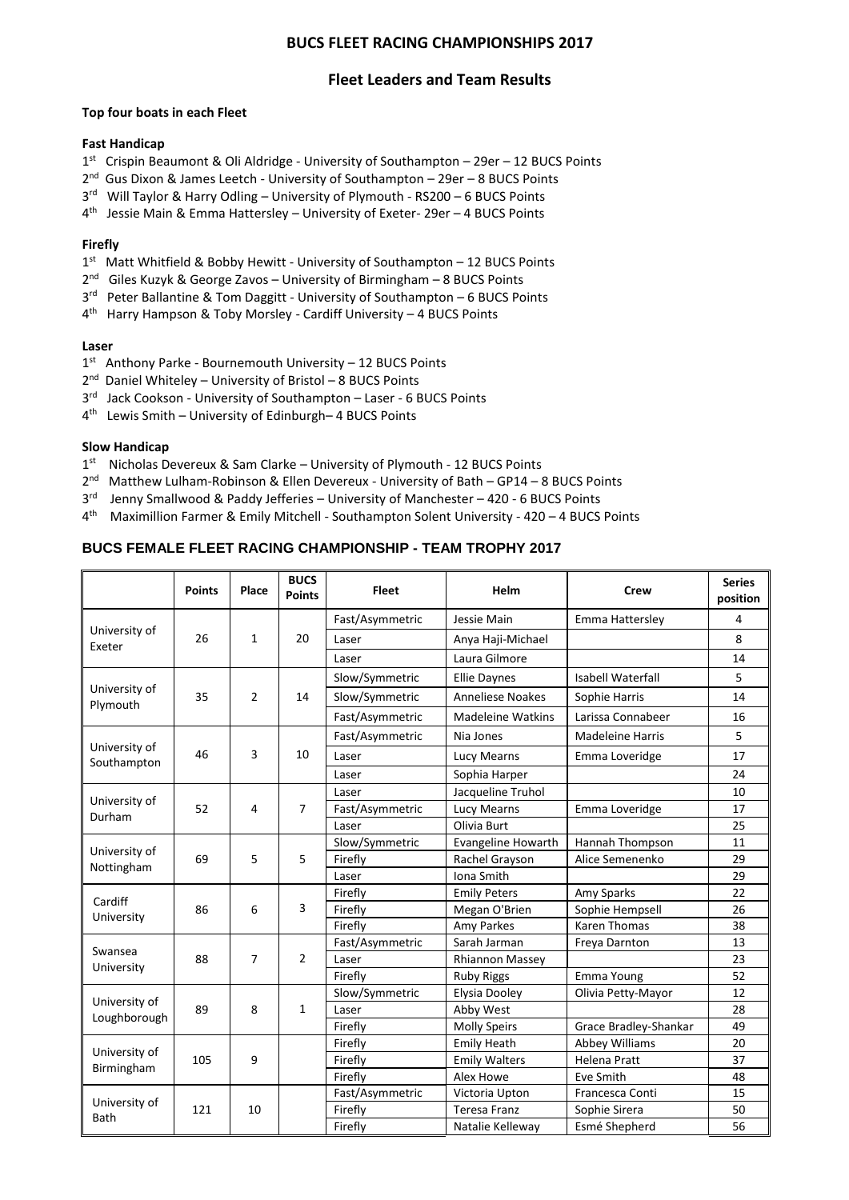# BUCS FLEET RACING CHAMPIONSHIPS 2017

## Fleet Leaders and Team Results

**Top four boats in each Fleet**

**Fast Handicap**

1st Crispin Beaumont & Oli Aldridge - University of Southampton – 29er – 12 BUCS Points
2nd Gus Dixon & James Leetch - University of Southampton – 29er – 8 BUCS Points
3rd Will Taylor & Harry Odling – University of Plymouth - RS200 – 6 BUCS Points
4th Jessie Main & Emma Hattersley – University of Exeter- 29er – 4 BUCS Points

**Firefly**

1st Matt Whitfield & Bobby Hewitt - University of Southampton – 12 BUCS Points
2nd Giles Kuzyk & George Zavos – University of Birmingham – 8 BUCS Points
3rd Peter Ballantine & Tom Daggitt - University of Southampton – 6 BUCS Points
4th Harry Hampson & Toby Morsley - Cardiff University – 4 BUCS Points

**Laser**

1st Anthony Parke - Bournemouth University – 12 BUCS Points
2nd Daniel Whiteley – University of Bristol – 8 BUCS Points
3rd Jack Cookson - University of Southampton – Laser - 6 BUCS Points
4th Lewis Smith – University of Edinburgh– 4 BUCS Points

**Slow Handicap**

1st Nicholas Devereux & Sam Clarke – University of Plymouth - 12 BUCS Points
2nd Matthew Lulham-Robinson & Ellen Devereux - University of Bath – GP14 – 8 BUCS Points
3rd Jenny Smallwood & Paddy Jefferies – University of Manchester – 420 - 6 BUCS Points
4th Maximillion Farmer & Emily Mitchell - Southampton Solent University - 420 – 4 BUCS Points

## BUCS FEMALE FLEET RACING CHAMPIONSHIP - TEAM TROPHY 2017

| | Points | Place | BUCS Points | Fleet | Helm | Crew | Series position |
|---|---|---|---|---|---|---|---|
| University of Exeter | 26 | 1 | 20 | Fast/Asymmetric | Jessie Main | Emma Hattersley | 4 |
| | | | | Laser | Anya Haji-Michael | | 8 |
| | | | | Laser | Laura Gilmore | | 14 |
| University of Plymouth | 35 | 2 | 14 | Slow/Symmetric | Ellie Daynes | Isabell Waterfall | 5 |
| | | | | Slow/Symmetric | Anneliese Noakes | Sophie Harris | 14 |
| | | | | Fast/Asymmetric | Madeleine Watkins | Larissa Connabeer | 16 |
| University of Southampton | 46 | 3 | 10 | Fast/Asymmetric | Nia Jones | Madeleine Harris | 5 |
| | | | | Laser | Lucy Mearns | Emma Loveridge | 17 |
| | | | | Laser | Sophia Harper | | 24 |
| University of Durham | 52 | 4 | 7 | Laser | Jacqueline Truhol | | 10 |
| | | | | Fast/Asymmetric | Lucy Mearns | Emma Loveridge | 17 |
| | | | | Laser | Olivia Burt | | 25 |
| University of Nottingham | 69 | 5 | 5 | Slow/Symmetric | Evangeline Howarth | Hannah Thompson | 11 |
| | | | | Firefly | Rachel Grayson | Alice Semenenko | 29 |
| | | | | Laser | Iona Smith | | 29 |
| Cardiff University | 86 | 6 | 3 | Firefly | Emily Peters | Amy Sparks | 22 |
| | | | | Firefly | Megan O'Brien | Sophie Hempsell | 26 |
| | | | | Firefly | Amy Parkes | Karen Thomas | 38 |
| Swansea University | 88 | 7 | 2 | Fast/Asymmetric | Sarah Jarman | Freya Darnton | 13 |
| | | | | Laser | Rhiannon Massey | | 23 |
| | | | | Firefly | Ruby Riggs | Emma Young | 52 |
| University of Loughborough | 89 | 8 | 1 | Slow/Symmetric | Elysia Dooley | Olivia Petty-Mayor | 12 |
| | | | | Laser | Abby West | | 28 |
| | | | | Firefly | Molly Speirs | Grace Bradley-Shankar | 49 |
| University of Birmingham | 105 | 9 | | Firefly | Emily Heath | Abbey Williams | 20 |
| | | | | Firefly | Emily Walters | Helena Pratt | 37 |
| | | | | Firefly | Alex Howe | Eve Smith | 48 |
| University of Bath | 121 | 10 | | Fast/Asymmetric | Victoria Upton | Francesca Conti | 15 |
| | | | | Firefly | Teresa Franz | Sophie Sirera | 50 |
| | | | | Firefly | Natalie Kelleway | Esmé Shepherd | 56 |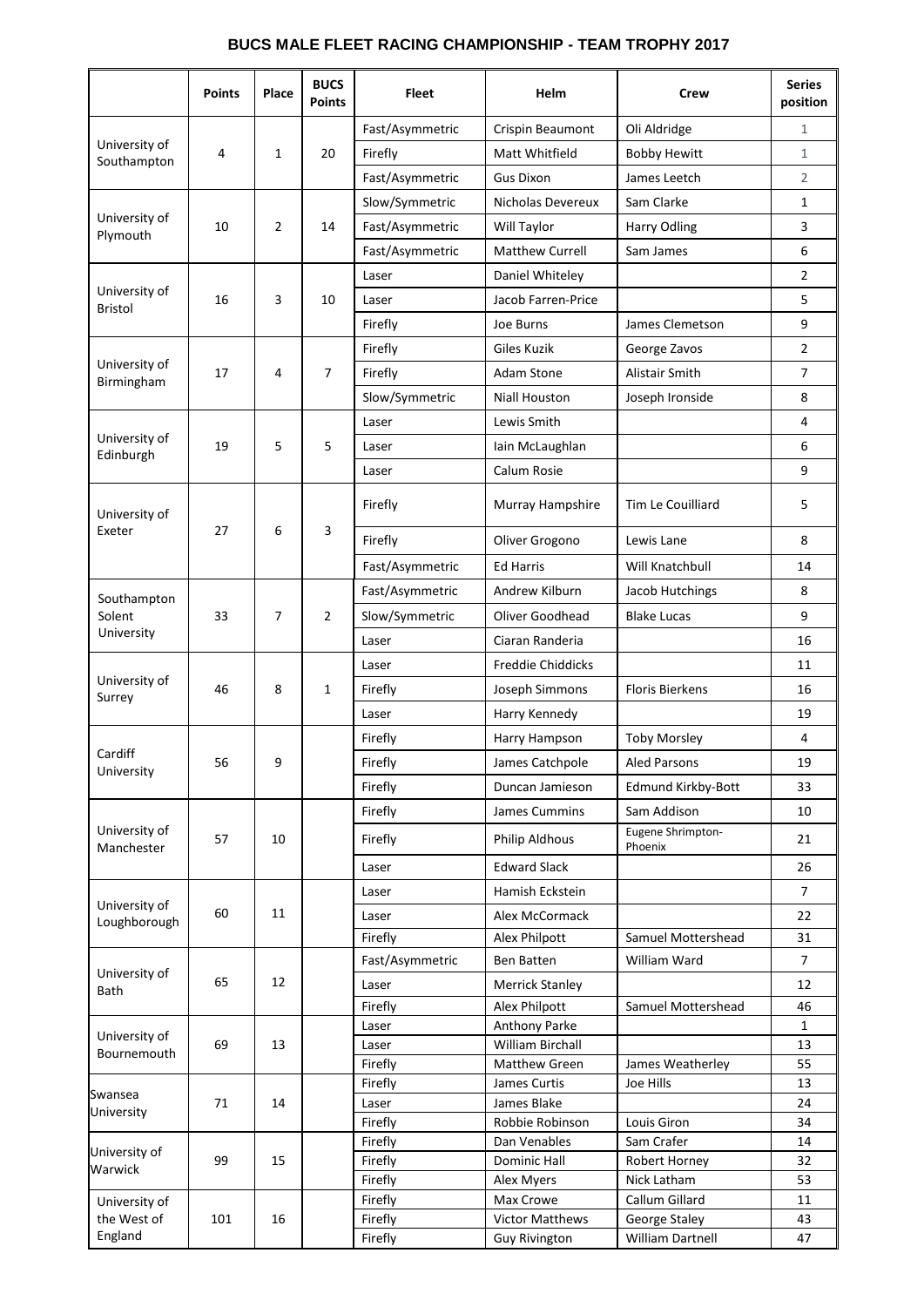# BUCS MALE FLEET RACING CHAMPIONSHIP - TEAM TROPHY 2017

| | Points | Place | BUCS Points | Fleet | Helm | Crew | Series position |
|---|---|---|---|---|---|---|---|
| University of Southampton | 4 | 1 | 20 | Fast/Asymmetric | Crispin Beaumont | Oli Aldridge | 1 |
| | | | | Firefly | Matt Whitfield | Bobby Hewitt | 1 |
| | | | | Fast/Asymmetric | Gus Dixon | James Leetch | 2 |
| University of Plymouth | 10 | 2 | 14 | Slow/Symmetric | Nicholas Devereux | Sam Clarke | 1 |
| | | | | Fast/Asymmetric | Will Taylor | Harry Odling | 3 |
| | | | | Fast/Asymmetric | Matthew Currell | Sam James | 6 |
| University of Bristol | 16 | 3 | 10 | Laser | Daniel Whiteley | | 2 |
| | | | | Laser | Jacob Farren-Price | | 5 |
| | | | | Firefly | Joe Burns | James Clemetson | 9 |
| University of Birmingham | 17 | 4 | 7 | Firefly | Giles Kuzik | George Zavos | 2 |
| | | | | Firefly | Adam Stone | Alistair Smith | 7 |
| | | | | Slow/Symmetric | Niall Houston | Joseph Ironside | 8 |
| University of Edinburgh | 19 | 5 | 5 | Laser | Lewis Smith | | 4 |
| | | | | Laser | Iain McLaughlan | | 6 |
| | | | | Laser | Calum Rosie | | 9 |
| University of Exeter | 27 | 6 | 3 | Firefly | Murray Hampshire | Tim Le Couilliard | 5 |
| | | | | Firefly | Oliver Grogono | Lewis Lane | 8 |
| | | | | Fast/Asymmetric | Ed Harris | Will Knatchbull | 14 |
| Southampton Solent University | 33 | 7 | 2 | Fast/Asymmetric | Andrew Kilburn | Jacob Hutchings | 8 |
| | | | | Slow/Symmetric | Oliver Goodhead | Blake Lucas | 9 |
| | | | | Laser | Ciaran Randeria | | 16 |
| University of Surrey | 46 | 8 | 1 | Laser | Freddie Chiddicks | | 11 |
| | | | | Firefly | Joseph Simmons | Floris Bierkens | 16 |
| | | | | Laser | Harry Kennedy | | 19 |
| Cardiff University | 56 | 9 | | Firefly | Harry Hampson | Toby Morsley | 4 |
| | | | | Firefly | James Catchpole | Aled Parsons | 19 |
| | | | | Firefly | Duncan Jamieson | Edmund Kirkby-Bott | 33 |
| University of Manchester | 57 | 10 | | Firefly | James Cummins | Sam Addison | 10 |
| | | | | Firefly | Philip Aldhous | Eugene Shrimpton-Phoenix | 21 |
| | | | | Laser | Edward Slack | | 26 |
| University of Loughborough | 60 | 11 | | Laser | Hamish Eckstein | | 7 |
| | | | | Laser | Alex McCormack | | 22 |
| | | | | Firefly | Alex Philpott | Samuel Mottershead | 31 |
| University of Bath | 65 | 12 | | Fast/Asymmetric | Ben Batten | William Ward | 7 |
| | | | | Laser | Merrick Stanley | | 12 |
| | | | | Firefly | Alex Philpott | Samuel Mottershead | 46 |
| University of Bournemouth | 69 | 13 | | Laser | Anthony Parke | | 1 |
| | | | | Laser | William Birchall | | 13 |
| | | | | Firefly | Matthew Green | James Weatherley | 55 |
| Swansea University | 71 | 14 | | Firefly | James Curtis | Joe Hills | 13 |
| | | | | Laser | James Blake | | 24 |
| | | | | Firefly | Robbie Robinson | Louis Giron | 34 |
| University of Warwick | 99 | 15 | | Firefly | Dan Venables | Sam Crafer | 14 |
| | | | | Firefly | Dominic Hall | Robert Horney | 32 |
| | | | | Firefly | Alex Myers | Nick Latham | 53 |
| University of the West of England | 101 | 16 | | Firefly | Max Crowe | Callum Gillard | 11 |
| | | | | Firefly | Victor Matthews | George Staley | 43 |
| | | | | Firefly | Guy Rivington | William Dartnell | 47 |